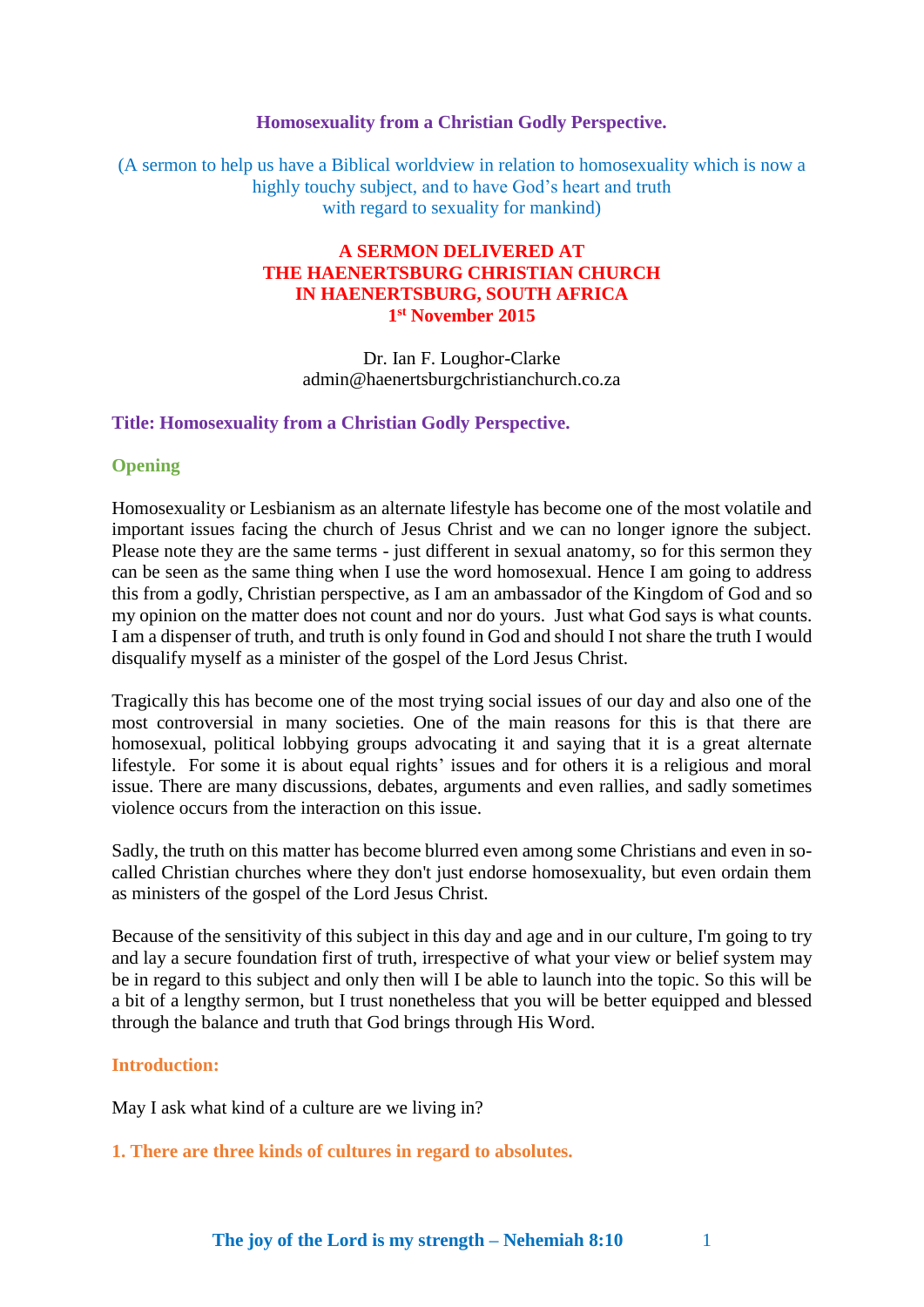# Homosexuality from a Christian Godly Perspective.

(A sermon to help us have a Biblical worldview in relation to homosexuality which is now a highly touchy subject, and to have God's heart and truth with regard to sexuality for mankind)

**A SERMON DELIVERED AT**
**THE HAENERTSBURG CHRISTIAN CHURCH**
**IN HAENERTSBURG, SOUTH AFRICA**
**1st November 2015**

Dr. Ian F. Loughor-Clarke
admin@haenertsburgchristianchurch.co.za

## Title: Homosexuality from a Christian Godly Perspective.

### Opening

Homosexuality or Lesbianism as an alternate lifestyle has become one of the most volatile and important issues facing the church of Jesus Christ and we can no longer ignore the subject. Please note they are the same terms - just different in sexual anatomy, so for this sermon they can be seen as the same thing when I use the word homosexual. Hence I am going to address this from a godly, Christian perspective, as I am an ambassador of the Kingdom of God and so my opinion on the matter does not count and nor do yours. Just what God says is what counts. I am a dispenser of truth, and truth is only found in God and should I not share the truth I would disqualify myself as a minister of the gospel of the Lord Jesus Christ.

Tragically this has become one of the most trying social issues of our day and also one of the most controversial in many societies. One of the main reasons for this is that there are homosexual, political lobbying groups advocating it and saying that it is a great alternate lifestyle. For some it is about equal rights' issues and for others it is a religious and moral issue. There are many discussions, debates, arguments and even rallies, and sadly sometimes violence occurs from the interaction on this issue.

Sadly, the truth on this matter has become blurred even among some Christians and even in so-called Christian churches where they don't just endorse homosexuality, but even ordain them as ministers of the gospel of the Lord Jesus Christ.

Because of the sensitivity of this subject in this day and age and in our culture, I'm going to try and lay a secure foundation first of truth, irrespective of what your view or belief system may be in regard to this subject and only then will I be able to launch into the topic. So this will be a bit of a lengthy sermon, but I trust nonetheless that you will be better equipped and blessed through the balance and truth that God brings through His Word.

### Introduction:

May I ask what kind of a culture are we living in?

### 1. There are three kinds of cultures in regard to absolutes.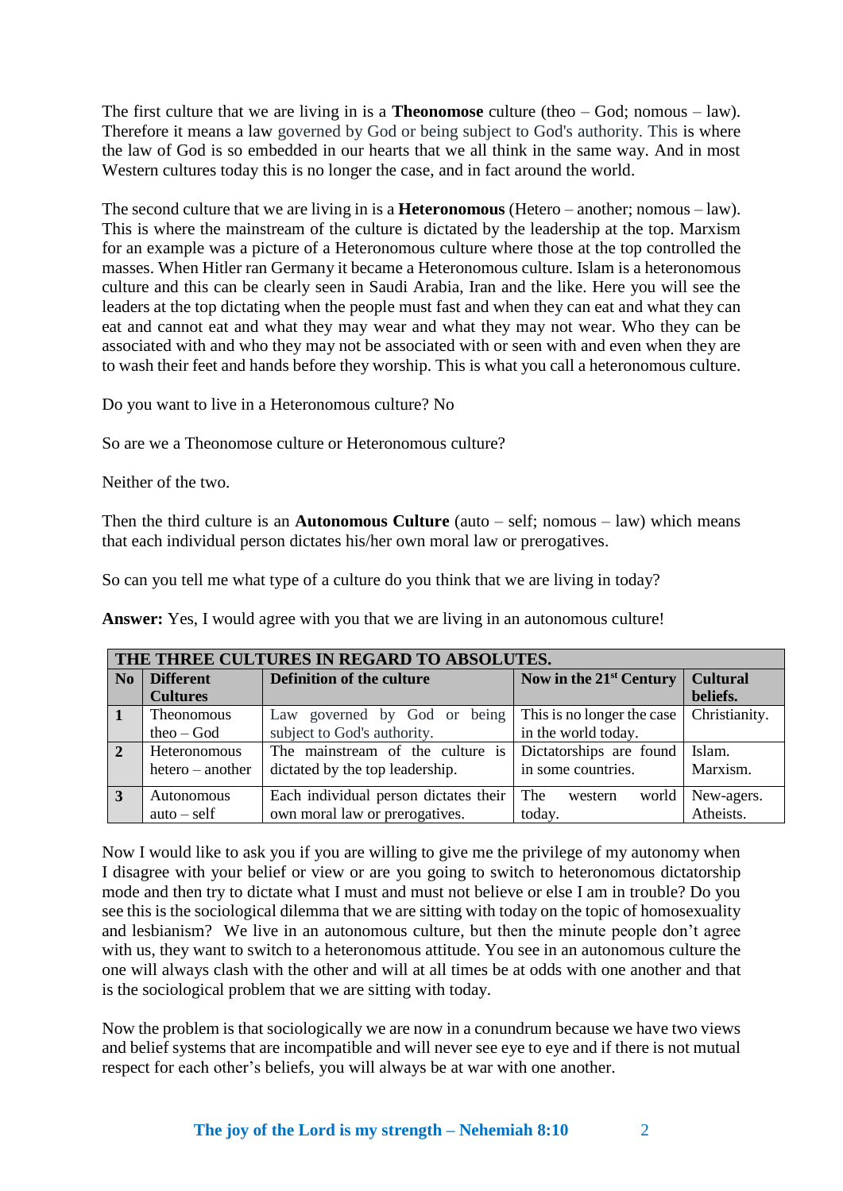The first culture that we are living in is a **Theonomose** culture (theo – God; nomous – law). Therefore it means a law governed by God or being subject to God's authority. This is where the law of God is so embedded in our hearts that we all think in the same way. And in most Western cultures today this is no longer the case, and in fact around the world.

The second culture that we are living in is a **Heteronomous** (Hetero – another; nomous – law). This is where the mainstream of the culture is dictated by the leadership at the top. Marxism for an example was a picture of a Heteronomous culture where those at the top controlled the masses. When Hitler ran Germany it became a Heteronomous culture. Islam is a heteronomous culture and this can be clearly seen in Saudi Arabia, Iran and the like. Here you will see the leaders at the top dictating when the people must fast and when they can eat and what they can eat and cannot eat and what they may wear and what they may not wear. Who they can be associated with and who they may not be associated with or seen with and even when they are to wash their feet and hands before they worship. This is what you call a heteronomous culture.

Do you want to live in a Heteronomous culture? No

So are we a Theonomose culture or Heteronomous culture?

Neither of the two.

Then the third culture is an **Autonomous Culture** (auto – self; nomous – law) which means that each individual person dictates his/her own moral law or prerogatives.

So can you tell me what type of a culture do you think that we are living in today?

**Answer:** Yes, I would agree with you that we are living in an autonomous culture!

| **THE THREE CULTURES IN REGARD TO ABSOLUTES.** | | | | |
|---|---|---|---|---|
| **No** | **Different Cultures** | **Definition of the culture** | **Now in the 21st Century** | **Cultural beliefs.** |
| **1** | Theonomous theo – God | Law governed by God or being subject to God's authority. | This is no longer the case in the world today. | Christianity. |
| **2** | Heteronomous hetero – another | The mainstream of the culture is dictated by the top leadership. | Dictatorships are found in some countries. | Islam. Marxism. |
| **3** | Autonomous auto – self | Each individual person dictates their own moral law or prerogatives. | The western world today. | New-agers. Atheists. |

Now I would like to ask you if you are willing to give me the privilege of my autonomy when I disagree with your belief or view or are you going to switch to heteronomous dictatorship mode and then try to dictate what I must and must not believe or else I am in trouble? Do you see this is the sociological dilemma that we are sitting with today on the topic of homosexuality and lesbianism? We live in an autonomous culture, but then the minute people don't agree with us, they want to switch to a heteronomous attitude. You see in an autonomous culture the one will always clash with the other and will at all times be at odds with one another and that is the sociological problem that we are sitting with today.

Now the problem is that sociologically we are now in a conundrum because we have two views and belief systems that are incompatible and will never see eye to eye and if there is not mutual respect for each other's beliefs, you will always be at war with one another.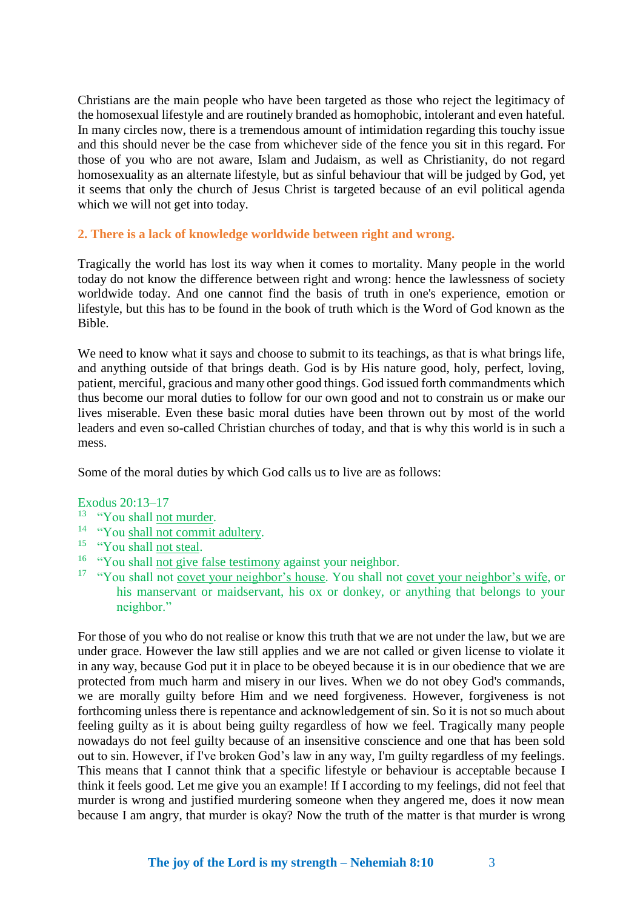Christians are the main people who have been targeted as those who reject the legitimacy of the homosexual lifestyle and are routinely branded as homophobic, intolerant and even hateful. In many circles now, there is a tremendous amount of intimidation regarding this touchy issue and this should never be the case from whichever side of the fence you sit in this regard. For those of you who are not aware, Islam and Judaism, as well as Christianity, do not regard homosexuality as an alternate lifestyle, but as sinful behaviour that will be judged by God, yet it seems that only the church of Jesus Christ is targeted because of an evil political agenda which we will not get into today.

### 2. There is a lack of knowledge worldwide between right and wrong.

Tragically the world has lost its way when it comes to mortality. Many people in the world today do not know the difference between right and wrong: hence the lawlessness of society worldwide today. And one cannot find the basis of truth in one's experience, emotion or lifestyle, but this has to be found in the book of truth which is the Word of God known as the Bible.

We need to know what it says and choose to submit to its teachings, as that is what brings life, and anything outside of that brings death. God is by His nature good, holy, perfect, loving, patient, merciful, gracious and many other good things. God issued forth commandments which thus become our moral duties to follow for our own good and not to constrain us or make our lives miserable. Even these basic moral duties have been thrown out by most of the world leaders and even so-called Christian churches of today, and that is why this world is in such a mess.

Some of the moral duties by which God calls us to live are as follows:

Exodus 20:13–17
13 "You shall not murder.
14 "You shall not commit adultery.
15 "You shall not steal.
16 "You shall not give false testimony against your neighbor.
17 "You shall not covet your neighbor's house. You shall not covet your neighbor's wife, or his manservant or maidservant, his ox or donkey, or anything that belongs to your neighbor."

For those of you who do not realise or know this truth that we are not under the law, but we are under grace. However the law still applies and we are not called or given license to violate it in any way, because God put it in place to be obeyed because it is in our obedience that we are protected from much harm and misery in our lives. When we do not obey God's commands, we are morally guilty before Him and we need forgiveness. However, forgiveness is not forthcoming unless there is repentance and acknowledgement of sin. So it is not so much about feeling guilty as it is about being guilty regardless of how we feel. Tragically many people nowadays do not feel guilty because of an insensitive conscience and one that has been sold out to sin. However, if I've broken God's law in any way, I'm guilty regardless of my feelings. This means that I cannot think that a specific lifestyle or behaviour is acceptable because I think it feels good. Let me give you an example! If I according to my feelings, did not feel that murder is wrong and justified murdering someone when they angered me, does it now mean because I am angry, that murder is okay? Now the truth of the matter is that murder is wrong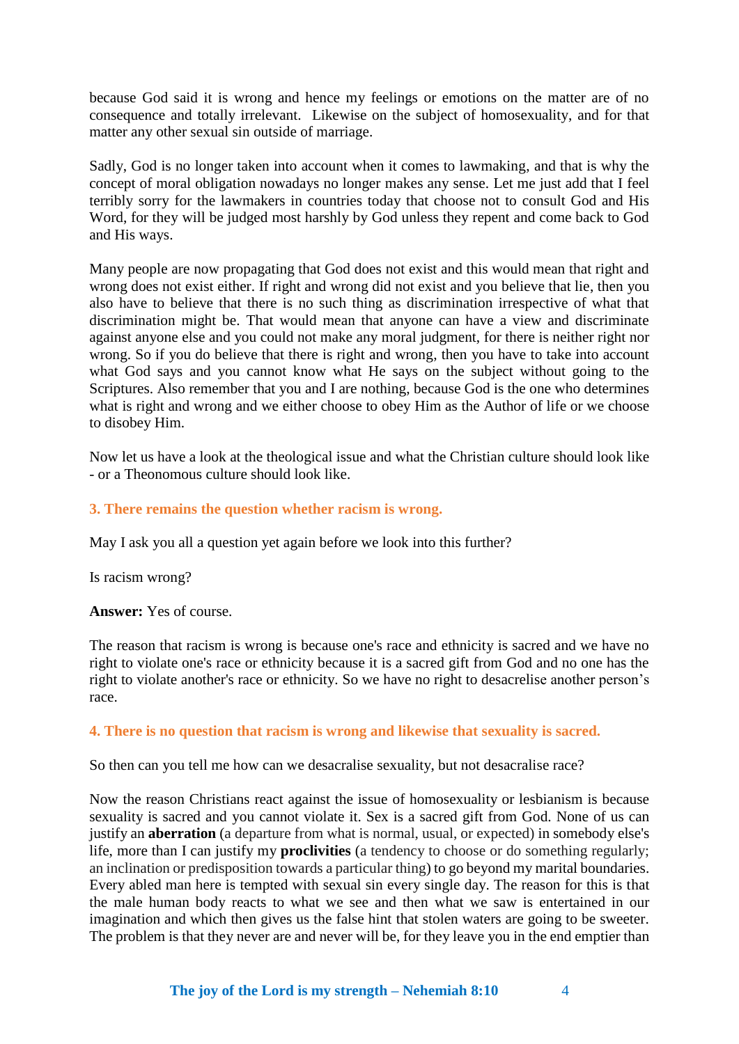because God said it is wrong and hence my feelings or emotions on the matter are of no consequence and totally irrelevant. Likewise on the subject of homosexuality, and for that matter any other sexual sin outside of marriage.

Sadly, God is no longer taken into account when it comes to lawmaking, and that is why the concept of moral obligation nowadays no longer makes any sense. Let me just add that I feel terribly sorry for the lawmakers in countries today that choose not to consult God and His Word, for they will be judged most harshly by God unless they repent and come back to God and His ways.

Many people are now propagating that God does not exist and this would mean that right and wrong does not exist either. If right and wrong did not exist and you believe that lie, then you also have to believe that there is no such thing as discrimination irrespective of what that discrimination might be. That would mean that anyone can have a view and discriminate against anyone else and you could not make any moral judgment, for there is neither right nor wrong. So if you do believe that there is right and wrong, then you have to take into account what God says and you cannot know what He says on the subject without going to the Scriptures. Also remember that you and I are nothing, because God is the one who determines what is right and wrong and we either choose to obey Him as the Author of life or we choose to disobey Him.

Now let us have a look at the theological issue and what the Christian culture should look like - or a Theonomous culture should look like.

### 3. There remains the question whether racism is wrong.

May I ask you all a question yet again before we look into this further?

Is racism wrong?

**Answer:** Yes of course.

The reason that racism is wrong is because one's race and ethnicity is sacred and we have no right to violate one's race or ethnicity because it is a sacred gift from God and no one has the right to violate another's race or ethnicity. So we have no right to desacrelise another person's race.

### 4. There is no question that racism is wrong and likewise that sexuality is sacred.

So then can you tell me how can we desacralise sexuality, but not desacralise race?

Now the reason Christians react against the issue of homosexuality or lesbianism is because sexuality is sacred and you cannot violate it. Sex is a sacred gift from God. None of us can justify an **aberration** (a departure from what is normal, usual, or expected) in somebody else's life, more than I can justify my **proclivities** (a tendency to choose or do something regularly; an inclination or predisposition towards a particular thing) to go beyond my marital boundaries. Every abled man here is tempted with sexual sin every single day. The reason for this is that the male human body reacts to what we see and then what we saw is entertained in our imagination and which then gives us the false hint that stolen waters are going to be sweeter. The problem is that they never are and never will be, for they leave you in the end emptier than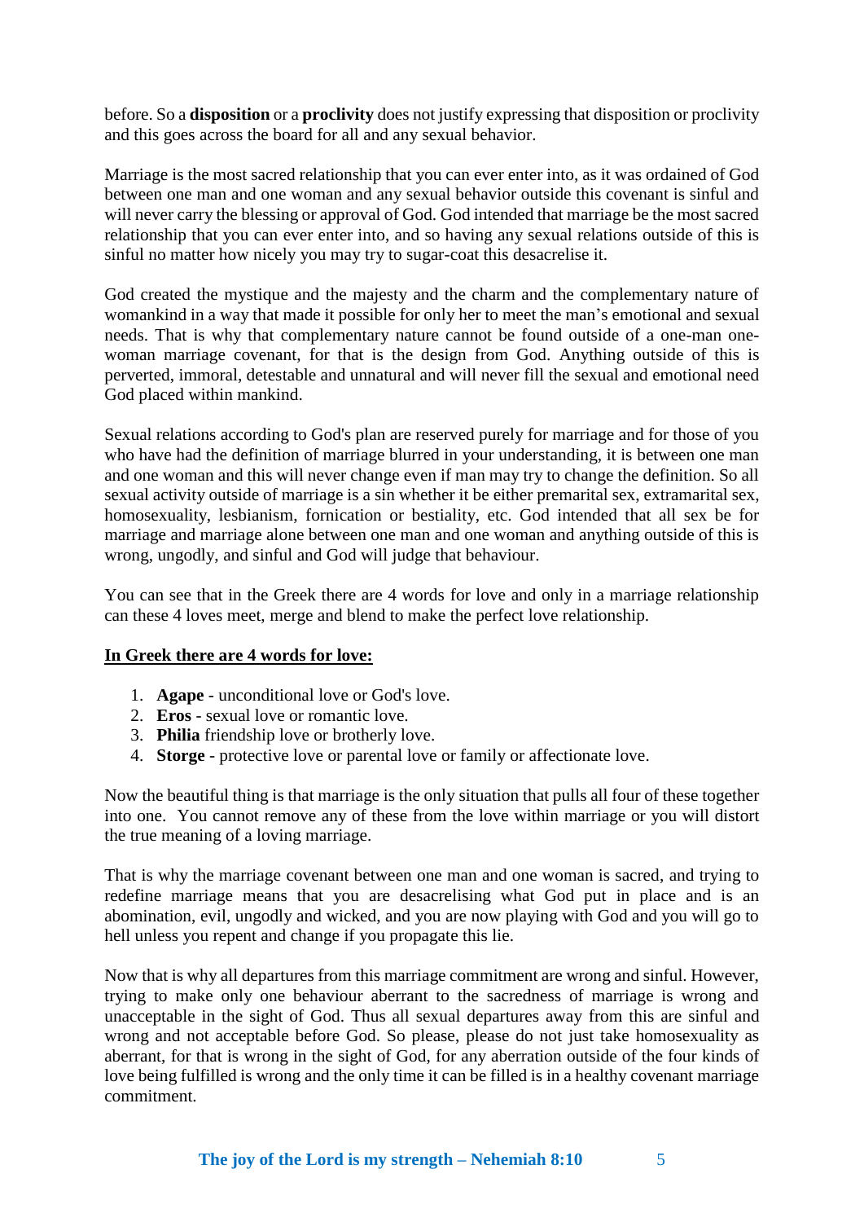before. So a **disposition** or a **proclivity** does not justify expressing that disposition or proclivity and this goes across the board for all and any sexual behavior.

Marriage is the most sacred relationship that you can ever enter into, as it was ordained of God between one man and one woman and any sexual behavior outside this covenant is sinful and will never carry the blessing or approval of God. God intended that marriage be the most sacred relationship that you can ever enter into, and so having any sexual relations outside of this is sinful no matter how nicely you may try to sugar-coat this desacrelise it.

God created the mystique and the majesty and the charm and the complementary nature of womankind in a way that made it possible for only her to meet the man's emotional and sexual needs. That is why that complementary nature cannot be found outside of a one-man one-woman marriage covenant, for that is the design from God. Anything outside of this is perverted, immoral, detestable and unnatural and will never fill the sexual and emotional need God placed within mankind.

Sexual relations according to God's plan are reserved purely for marriage and for those of you who have had the definition of marriage blurred in your understanding, it is between one man and one woman and this will never change even if man may try to change the definition. So all sexual activity outside of marriage is a sin whether it be either premarital sex, extramarital sex, homosexuality, lesbianism, fornication or bestiality, etc. God intended that all sex be for marriage and marriage alone between one man and one woman and anything outside of this is wrong, ungodly, and sinful and God will judge that behaviour.

You can see that in the Greek there are 4 words for love and only in a marriage relationship can these 4 loves meet, merge and blend to make the perfect love relationship.

**In Greek there are 4 words for love:**

1. **Agape** - unconditional love or God's love.
2. **Eros** - sexual love or romantic love.
3. **Philia** friendship love or brotherly love.
4. **Storge** - protective love or parental love or family or affectionate love.

Now the beautiful thing is that marriage is the only situation that pulls all four of these together into one. You cannot remove any of these from the love within marriage or you will distort the true meaning of a loving marriage.

That is why the marriage covenant between one man and one woman is sacred, and trying to redefine marriage means that you are desacrelising what God put in place and is an abomination, evil, ungodly and wicked, and you are now playing with God and you will go to hell unless you repent and change if you propagate this lie.

Now that is why all departures from this marriage commitment are wrong and sinful. However, trying to make only one behaviour aberrant to the sacredness of marriage is wrong and unacceptable in the sight of God. Thus all sexual departures away from this are sinful and wrong and not acceptable before God. So please, please do not just take homosexuality as aberrant, for that is wrong in the sight of God, for any aberration outside of the four kinds of love being fulfilled is wrong and the only time it can be filled is in a healthy covenant marriage commitment.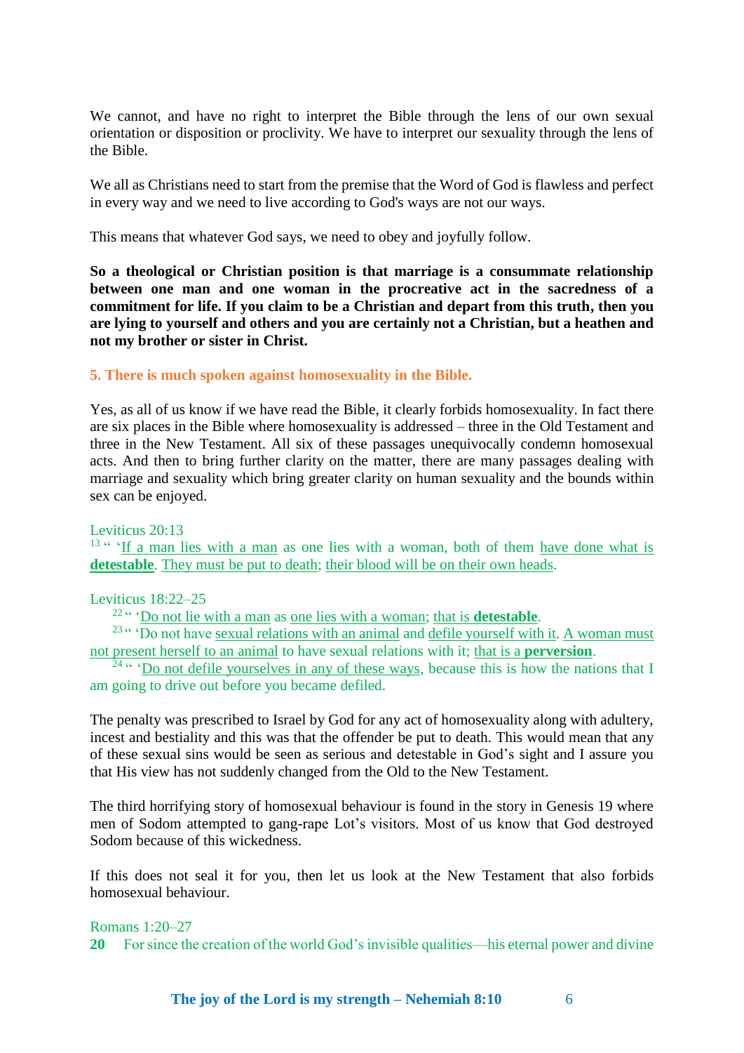We cannot, and have no right to interpret the Bible through the lens of our own sexual orientation or disposition or proclivity. We have to interpret our sexuality through the lens of the Bible.

We all as Christians need to start from the premise that the Word of God is flawless and perfect in every way and we need to live according to God's ways are not our ways.

This means that whatever God says, we need to obey and joyfully follow.

**So a theological or Christian position is that marriage is a consummate relationship between one man and one woman in the procreative act in the sacredness of a commitment for life. If you claim to be a Christian and depart from this truth, then you are lying to yourself and others and you are certainly not a Christian, but a heathen and not my brother or sister in Christ.**

### 5. There is much spoken against homosexuality in the Bible.

Yes, as all of us know if we have read the Bible, it clearly forbids homosexuality. In fact there are six places in the Bible where homosexuality is addressed – three in the Old Testament and three in the New Testament. All six of these passages unequivocally condemn homosexual acts. And then to bring further clarity on the matter, there are many passages dealing with marriage and sexuality which bring greater clarity on human sexuality and the bounds within sex can be enjoyed.

Leviticus 20:13
[13] " 'If a man lies with a man as one lies with a woman, both of them have done what is **detestable**. They must be put to death; their blood will be on their own heads.

Leviticus 18:22–25
[22] " 'Do not lie with a man as one lies with a woman; that is **detestable**.
[23] " 'Do not have sexual relations with an animal and defile yourself with it. A woman must not present herself to an animal to have sexual relations with it; that is a **perversion**.
[24] " 'Do not defile yourselves in any of these ways, because this is how the nations that I am going to drive out before you became defiled.

The penalty was prescribed to Israel by God for any act of homosexuality along with adultery, incest and bestiality and this was that the offender be put to death. This would mean that any of these sexual sins would be seen as serious and detestable in God's sight and I assure you that His view has not suddenly changed from the Old to the New Testament.

The third horrifying story of homosexual behaviour is found in the story in Genesis 19 where men of Sodom attempted to gang-rape Lot's visitors. Most of us know that God destroyed Sodom because of this wickedness.

If this does not seal it for you, then let us look at the New Testament that also forbids homosexual behaviour.

Romans 1:20–27
**20** For since the creation of the world God's invisible qualities—his eternal power and divine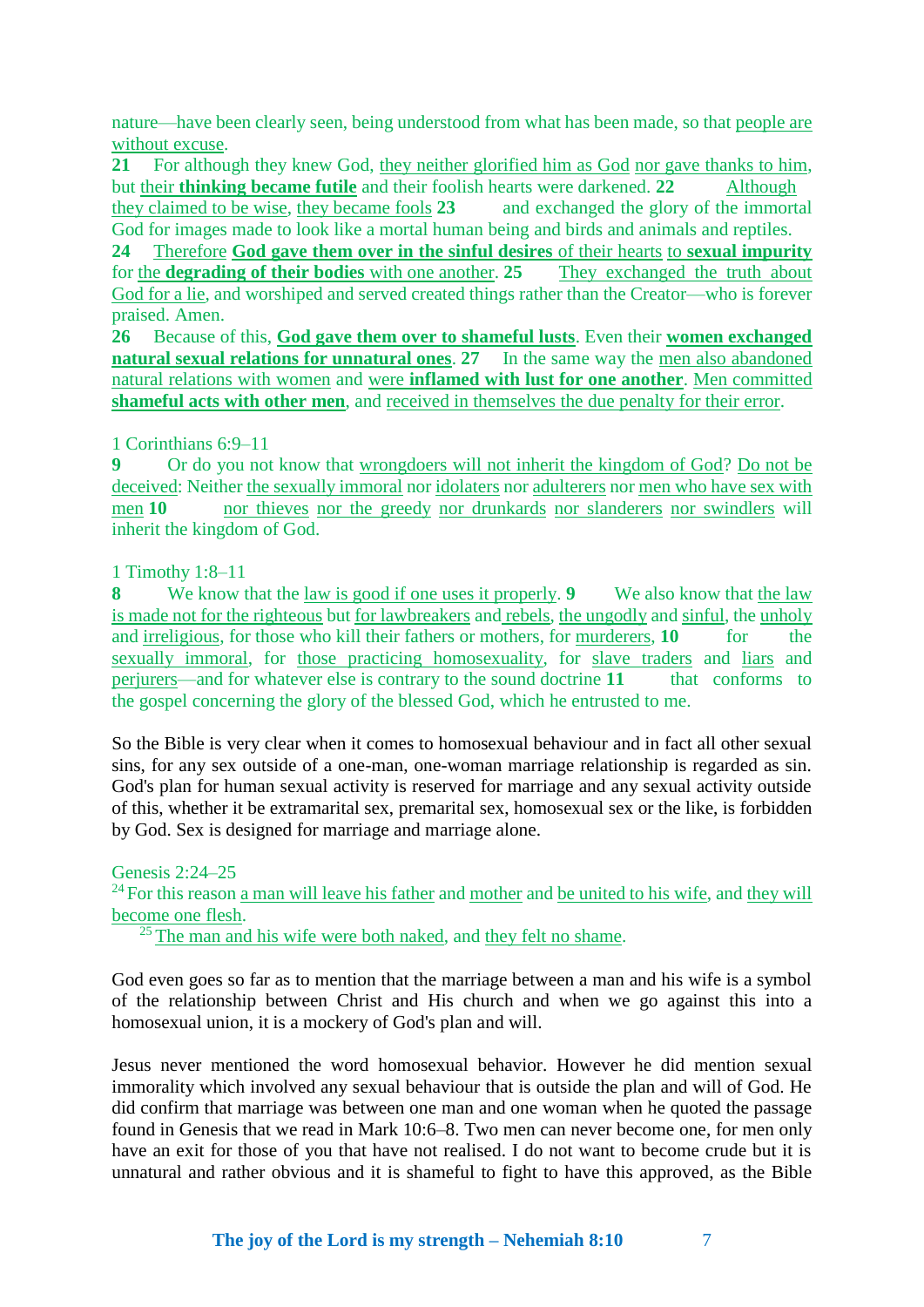nature—have been clearly seen, being understood from what has been made, so that people are without excuse.

**21** For although they knew God, they neither glorified him as God nor gave thanks to him, but their **thinking became futile** and their foolish hearts were darkened. **22** Although they claimed to be wise, they became fools **23** and exchanged the glory of the immortal God for images made to look like a mortal human being and birds and animals and reptiles. **24** Therefore **God gave them over in the sinful desires** of their hearts to **sexual impurity** for the **degrading of their bodies** with one another. **25** They exchanged the truth about God for a lie, and worshiped and served created things rather than the Creator—who is forever praised. Amen.

**26** Because of this, **God gave them over to shameful lusts**. Even their **women exchanged natural sexual relations for unnatural ones**. **27** In the same way the men also abandoned natural relations with women and were **inflamed with lust for one another**. Men committed **shameful acts with other men**, and received in themselves the due penalty for their error.

1 Corinthians 6:9–11

**9** Or do you not know that wrongdoers will not inherit the kingdom of God? Do not be deceived: Neither the sexually immoral nor idolaters nor adulterers nor men who have sex with men **10** nor thieves nor the greedy nor drunkards nor slanderers nor swindlers will inherit the kingdom of God.

1 Timothy 1:8–11

**8** We know that the law is good if one uses it properly. **9** We also know that the law is made not for the righteous but for lawbreakers and rebels, the ungodly and sinful, the unholy and irreligious, for those who kill their fathers or mothers, for murderers, **10** for the sexually immoral, for those practicing homosexuality, for slave traders and liars and perjurers—and for whatever else is contrary to the sound doctrine **11** that conforms to the gospel concerning the glory of the blessed God, which he entrusted to me.

So the Bible is very clear when it comes to homosexual behaviour and in fact all other sexual sins, for any sex outside of a one-man, one-woman marriage relationship is regarded as sin. God's plan for human sexual activity is reserved for marriage and any sexual activity outside of this, whether it be extramarital sex, premarital sex, homosexual sex or the like, is forbidden by God. Sex is designed for marriage and marriage alone.

Genesis 2:24–25

[24] For this reason a man will leave his father and mother and be united to his wife, and they will become one flesh.

[25] The man and his wife were both naked, and they felt no shame.

God even goes so far as to mention that the marriage between a man and his wife is a symbol of the relationship between Christ and His church and when we go against this into a homosexual union, it is a mockery of God's plan and will.

Jesus never mentioned the word homosexual behavior. However he did mention sexual immorality which involved any sexual behaviour that is outside the plan and will of God. He did confirm that marriage was between one man and one woman when he quoted the passage found in Genesis that we read in Mark 10:6–8. Two men can never become one, for men only have an exit for those of you that have not realised. I do not want to become crude but it is unnatural and rather obvious and it is shameful to fight to have this approved, as the Bible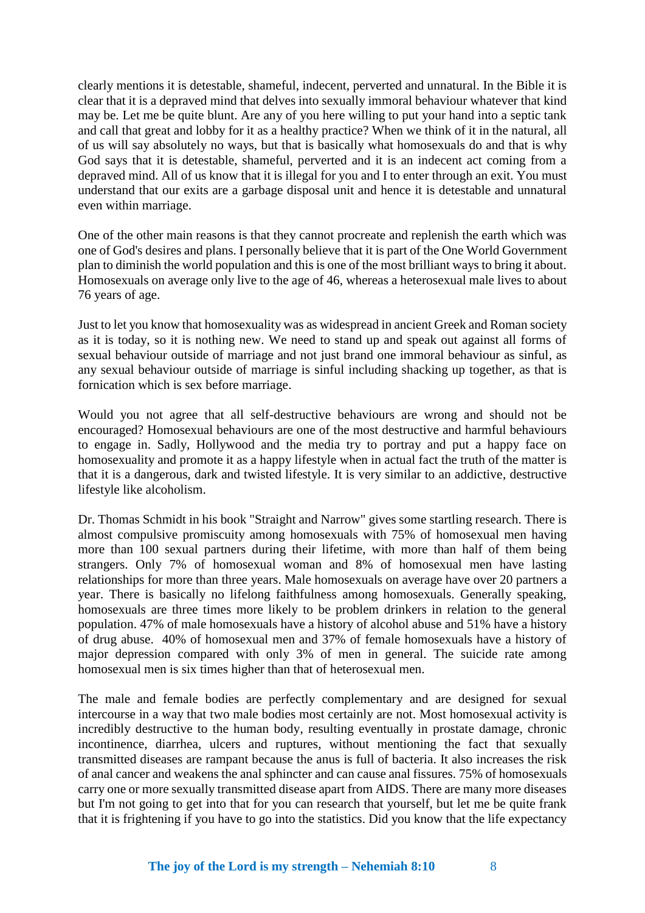clearly mentions it is detestable, shameful, indecent, perverted and unnatural. In the Bible it is clear that it is a depraved mind that delves into sexually immoral behaviour whatever that kind may be. Let me be quite blunt. Are any of you here willing to put your hand into a septic tank and call that great and lobby for it as a healthy practice? When we think of it in the natural, all of us will say absolutely no ways, but that is basically what homosexuals do and that is why God says that it is detestable, shameful, perverted and it is an indecent act coming from a depraved mind. All of us know that it is illegal for you and I to enter through an exit. You must understand that our exits are a garbage disposal unit and hence it is detestable and unnatural even within marriage.

One of the other main reasons is that they cannot procreate and replenish the earth which was one of God's desires and plans. I personally believe that it is part of the One World Government plan to diminish the world population and this is one of the most brilliant ways to bring it about. Homosexuals on average only live to the age of 46, whereas a heterosexual male lives to about 76 years of age.

Just to let you know that homosexuality was as widespread in ancient Greek and Roman society as it is today, so it is nothing new. We need to stand up and speak out against all forms of sexual behaviour outside of marriage and not just brand one immoral behaviour as sinful, as any sexual behaviour outside of marriage is sinful including shacking up together, as that is fornication which is sex before marriage.

Would you not agree that all self-destructive behaviours are wrong and should not be encouraged? Homosexual behaviours are one of the most destructive and harmful behaviours to engage in. Sadly, Hollywood and the media try to portray and put a happy face on homosexuality and promote it as a happy lifestyle when in actual fact the truth of the matter is that it is a dangerous, dark and twisted lifestyle. It is very similar to an addictive, destructive lifestyle like alcoholism.

Dr. Thomas Schmidt in his book "Straight and Narrow" gives some startling research. There is almost compulsive promiscuity among homosexuals with 75% of homosexual men having more than 100 sexual partners during their lifetime, with more than half of them being strangers. Only 7% of homosexual woman and 8% of homosexual men have lasting relationships for more than three years. Male homosexuals on average have over 20 partners a year. There is basically no lifelong faithfulness among homosexuals. Generally speaking, homosexuals are three times more likely to be problem drinkers in relation to the general population. 47% of male homosexuals have a history of alcohol abuse and 51% have a history of drug abuse. 40% of homosexual men and 37% of female homosexuals have a history of major depression compared with only 3% of men in general. The suicide rate among homosexual men is six times higher than that of heterosexual men.

The male and female bodies are perfectly complementary and are designed for sexual intercourse in a way that two male bodies most certainly are not. Most homosexual activity is incredibly destructive to the human body, resulting eventually in prostate damage, chronic incontinence, diarrhea, ulcers and ruptures, without mentioning the fact that sexually transmitted diseases are rampant because the anus is full of bacteria. It also increases the risk of anal cancer and weakens the anal sphincter and can cause anal fissures. 75% of homosexuals carry one or more sexually transmitted disease apart from AIDS. There are many more diseases but I'm not going to get into that for you can research that yourself, but let me be quite frank that it is frightening if you have to go into the statistics. Did you know that the life expectancy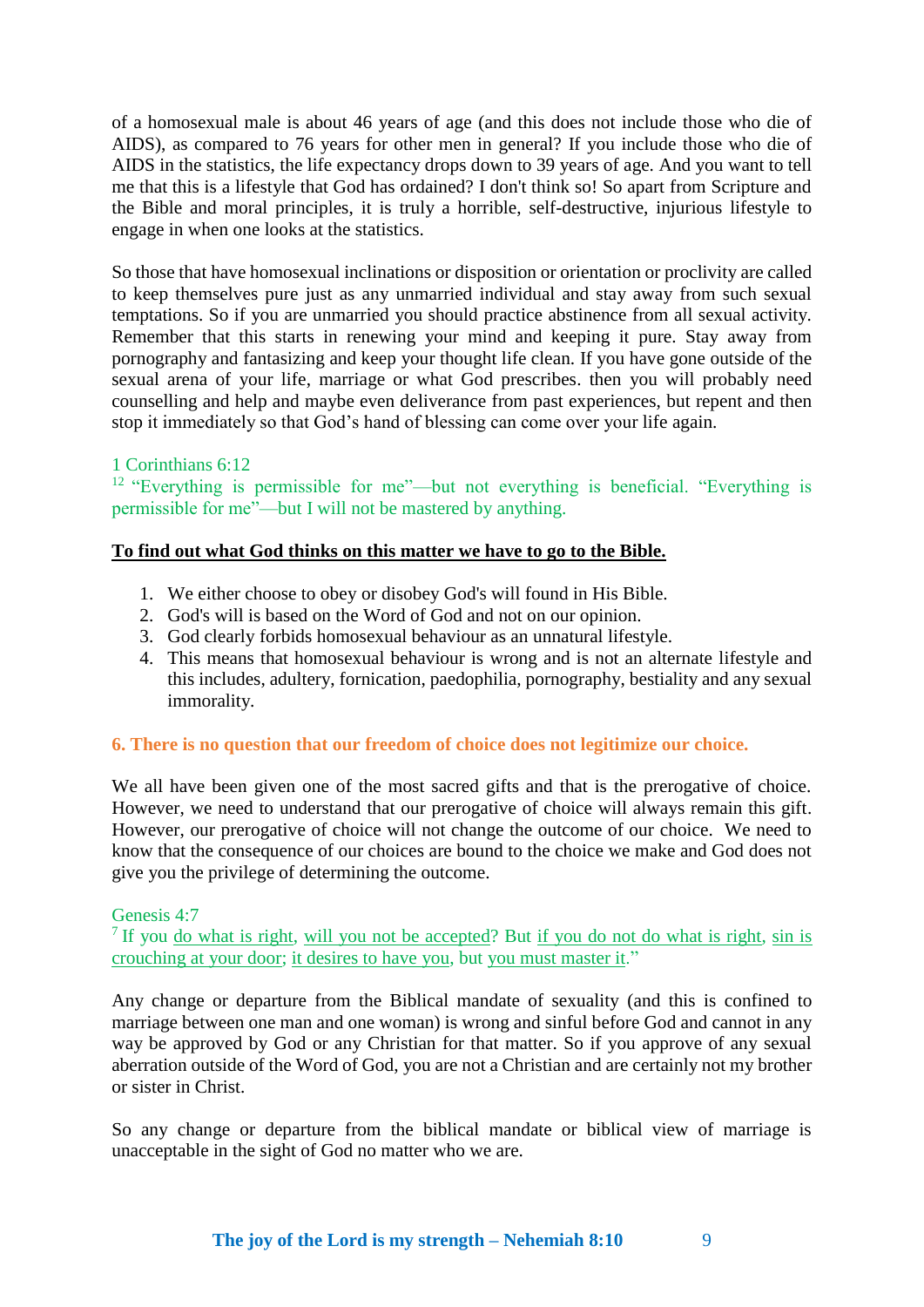of a homosexual male is about 46 years of age (and this does not include those who die of AIDS), as compared to 76 years for other men in general? If you include those who die of AIDS in the statistics, the life expectancy drops down to 39 years of age. And you want to tell me that this is a lifestyle that God has ordained? I don't think so! So apart from Scripture and the Bible and moral principles, it is truly a horrible, self-destructive, injurious lifestyle to engage in when one looks at the statistics.

So those that have homosexual inclinations or disposition or orientation or proclivity are called to keep themselves pure just as any unmarried individual and stay away from such sexual temptations. So if you are unmarried you should practice abstinence from all sexual activity. Remember that this starts in renewing your mind and keeping it pure. Stay away from pornography and fantasizing and keep your thought life clean. If you have gone outside of the sexual arena of your life, marriage or what God prescribes. then you will probably need counselling and help and maybe even deliverance from past experiences, but repent and then stop it immediately so that God's hand of blessing can come over your life again.

1 Corinthians 6:12
[12] "Everything is permissible for me"—but not everything is beneficial. "Everything is permissible for me"—but I will not be mastered by anything.

**To find out what God thinks on this matter we have to go to the Bible.**

1. We either choose to obey or disobey God's will found in His Bible.
2. God's will is based on the Word of God and not on our opinion.
3. God clearly forbids homosexual behaviour as an unnatural lifestyle.
4. This means that homosexual behaviour is wrong and is not an alternate lifestyle and this includes, adultery, fornication, paedophilia, pornography, bestiality and any sexual immorality.

### 6. There is no question that our freedom of choice does not legitimize our choice.

We all have been given one of the most sacred gifts and that is the prerogative of choice. However, we need to understand that our prerogative of choice will always remain this gift. However, our prerogative of choice will not change the outcome of our choice. We need to know that the consequence of our choices are bound to the choice we make and God does not give you the privilege of determining the outcome.

Genesis 4:7
[7] If you do what is right, will you not be accepted? But if you do not do what is right, sin is crouching at your door; it desires to have you, but you must master it."

Any change or departure from the Biblical mandate of sexuality (and this is confined to marriage between one man and one woman) is wrong and sinful before God and cannot in any way be approved by God or any Christian for that matter. So if you approve of any sexual aberration outside of the Word of God, you are not a Christian and are certainly not my brother or sister in Christ.

So any change or departure from the biblical mandate or biblical view of marriage is unacceptable in the sight of God no matter who we are.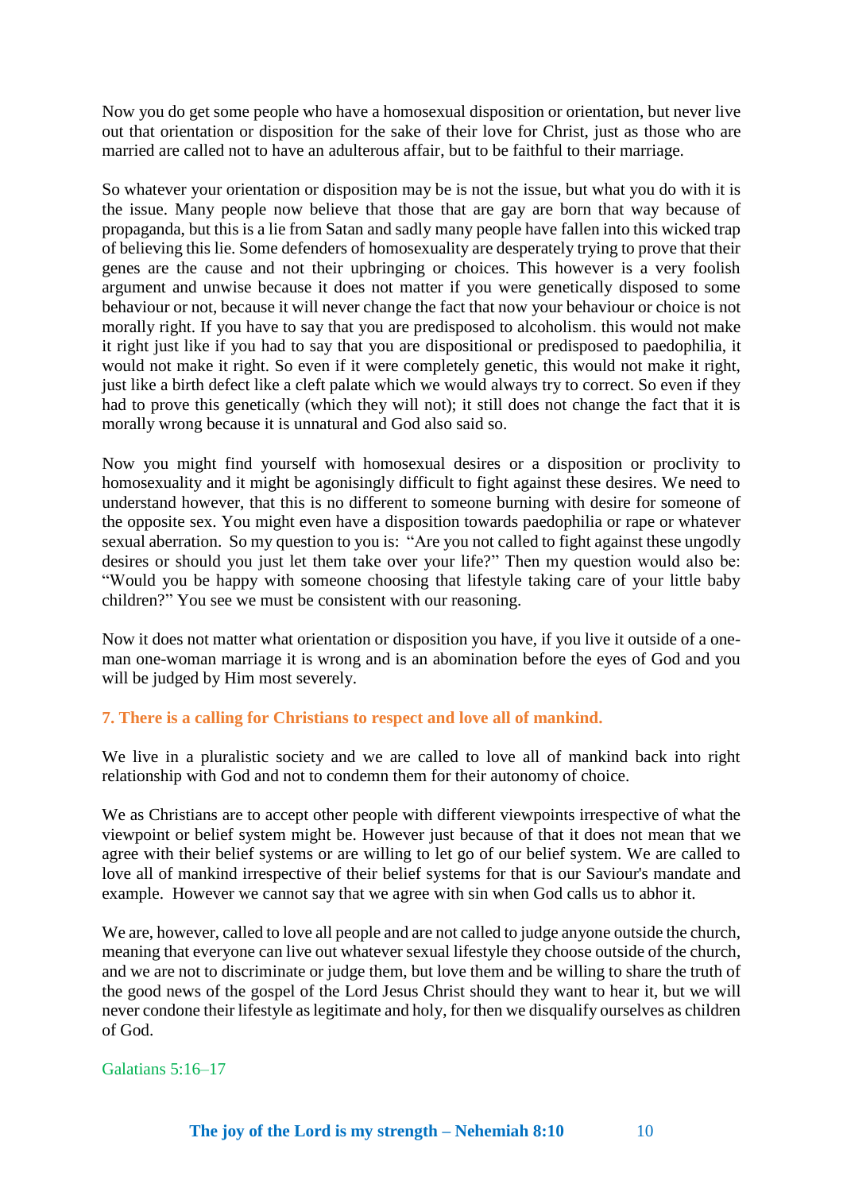Now you do get some people who have a homosexual disposition or orientation, but never live out that orientation or disposition for the sake of their love for Christ, just as those who are married are called not to have an adulterous affair, but to be faithful to their marriage.

So whatever your orientation or disposition may be is not the issue, but what you do with it is the issue. Many people now believe that those that are gay are born that way because of propaganda, but this is a lie from Satan and sadly many people have fallen into this wicked trap of believing this lie. Some defenders of homosexuality are desperately trying to prove that their genes are the cause and not their upbringing or choices. This however is a very foolish argument and unwise because it does not matter if you were genetically disposed to some behaviour or not, because it will never change the fact that now your behaviour or choice is not morally right. If you have to say that you are predisposed to alcoholism. this would not make it right just like if you had to say that you are dispositional or predisposed to paedophilia, it would not make it right. So even if it were completely genetic, this would not make it right, just like a birth defect like a cleft palate which we would always try to correct. So even if they had to prove this genetically (which they will not); it still does not change the fact that it is morally wrong because it is unnatural and God also said so.

Now you might find yourself with homosexual desires or a disposition or proclivity to homosexuality and it might be agonisingly difficult to fight against these desires. We need to understand however, that this is no different to someone burning with desire for someone of the opposite sex. You might even have a disposition towards paedophilia or rape or whatever sexual aberration. So my question to you is: "Are you not called to fight against these ungodly desires or should you just let them take over your life?" Then my question would also be: "Would you be happy with someone choosing that lifestyle taking care of your little baby children?" You see we must be consistent with our reasoning.

Now it does not matter what orientation or disposition you have, if you live it outside of a one-man one-woman marriage it is wrong and is an abomination before the eyes of God and you will be judged by Him most severely.

### 7. There is a calling for Christians to respect and love all of mankind.

We live in a pluralistic society and we are called to love all of mankind back into right relationship with God and not to condemn them for their autonomy of choice.

We as Christians are to accept other people with different viewpoints irrespective of what the viewpoint or belief system might be. However just because of that it does not mean that we agree with their belief systems or are willing to let go of our belief system. We are called to love all of mankind irrespective of their belief systems for that is our Saviour's mandate and example. However we cannot say that we agree with sin when God calls us to abhor it.

We are, however, called to love all people and are not called to judge anyone outside the church, meaning that everyone can live out whatever sexual lifestyle they choose outside of the church, and we are not to discriminate or judge them, but love them and be willing to share the truth of the good news of the gospel of the Lord Jesus Christ should they want to hear it, but we will never condone their lifestyle as legitimate and holy, for then we disqualify ourselves as children of God.

Galatians 5:16–17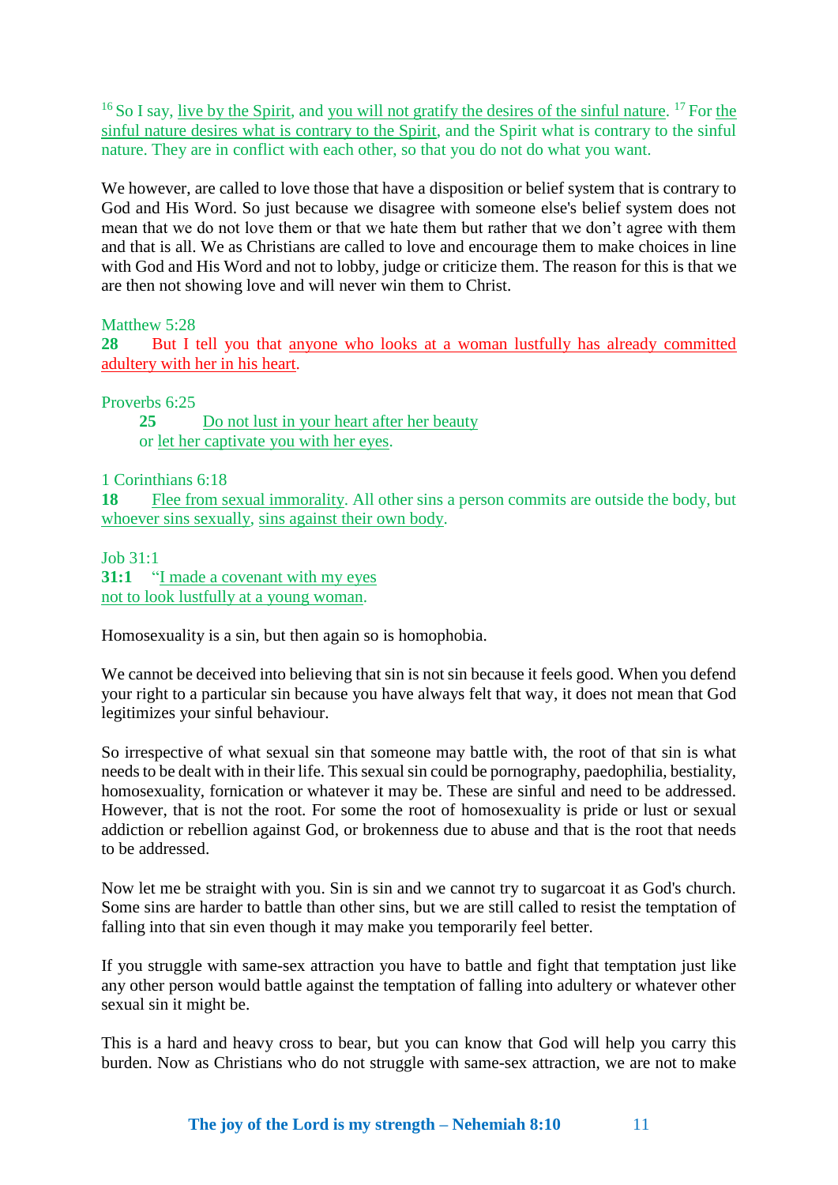[16] So I say, live by the Spirit, and you will not gratify the desires of the sinful nature. [17] For the sinful nature desires what is contrary to the Spirit, and the Spirit what is contrary to the sinful nature. They are in conflict with each other, so that you do not do what you want.

We however, are called to love those that have a disposition or belief system that is contrary to God and His Word. So just because we disagree with someone else's belief system does not mean that we do not love them or that we hate them but rather that we don't agree with them and that is all. We as Christians are called to love and encourage them to make choices in line with God and His Word and not to lobby, judge or criticize them. The reason for this is that we are then not showing love and will never win them to Christ.

Matthew 5:28
**28** But I tell you that anyone who looks at a woman lustfully has already committed adultery with her in his heart.

Proverbs 6:25
**25** Do not lust in your heart after her beauty
or let her captivate you with her eyes.

1 Corinthians 6:18
**18** Flee from sexual immorality. All other sins a person commits are outside the body, but whoever sins sexually, sins against their own body.

Job 31:1
**31:1** "I made a covenant with my eyes
not to look lustfully at a young woman.

Homosexuality is a sin, but then again so is homophobia.

We cannot be deceived into believing that sin is not sin because it feels good. When you defend your right to a particular sin because you have always felt that way, it does not mean that God legitimizes your sinful behaviour.

So irrespective of what sexual sin that someone may battle with, the root of that sin is what needs to be dealt with in their life. This sexual sin could be pornography, paedophilia, bestiality, homosexuality, fornication or whatever it may be. These are sinful and need to be addressed. However, that is not the root. For some the root of homosexuality is pride or lust or sexual addiction or rebellion against God, or brokenness due to abuse and that is the root that needs to be addressed.

Now let me be straight with you. Sin is sin and we cannot try to sugarcoat it as God's church. Some sins are harder to battle than other sins, but we are still called to resist the temptation of falling into that sin even though it may make you temporarily feel better.

If you struggle with same-sex attraction you have to battle and fight that temptation just like any other person would battle against the temptation of falling into adultery or whatever other sexual sin it might be.

This is a hard and heavy cross to bear, but you can know that God will help you carry this burden. Now as Christians who do not struggle with same-sex attraction, we are not to make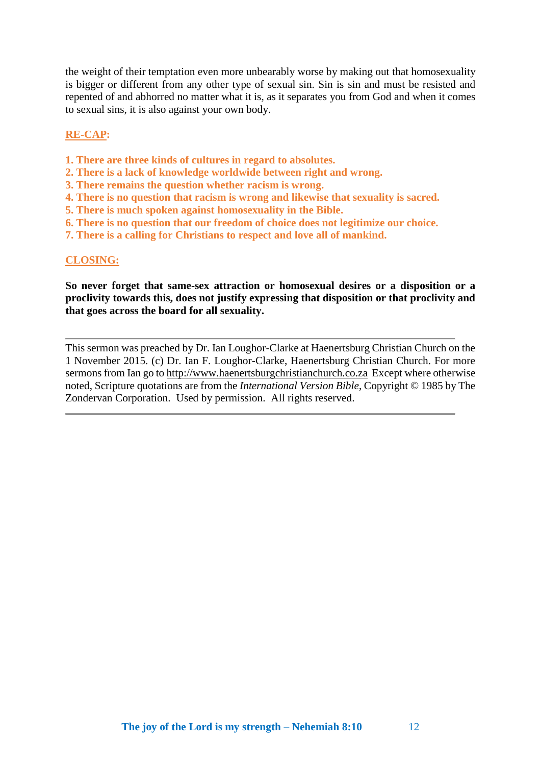the weight of their temptation even more unbearably worse by making out that homosexuality is bigger or different from any other type of sexual sin. Sin is sin and must be resisted and repented of and abhorred no matter what it is, as it separates you from God and when it comes to sexual sins, it is also against your own body.

## RE-CAP:

**1. There are three kinds of cultures in regard to absolutes.**
**2. There is a lack of knowledge worldwide between right and wrong.**
**3. There remains the question whether racism is wrong.**
**4. There is no question that racism is wrong and likewise that sexuality is sacred.**
**5. There is much spoken against homosexuality in the Bible.**
**6. There is no question that our freedom of choice does not legitimize our choice.**
**7. There is a calling for Christians to respect and love all of mankind.**

## CLOSING:

**So never forget that same-sex attraction or homosexual desires or a disposition or a proclivity towards this, does not justify expressing that disposition or that proclivity and that goes across the board for all sexuality.**

---

This sermon was preached by Dr. Ian Loughor-Clarke at Haenertsburg Christian Church on the 1 November 2015. (c) Dr. Ian F. Loughor-Clarke, Haenertsburg Christian Church. For more sermons from Ian go to http://www.haenertsburgchristianchurch.co.za Except where otherwise noted, Scripture quotations are from the *International Version Bible*, Copyright © 1985 by The Zondervan Corporation. Used by permission. All rights reserved.

---